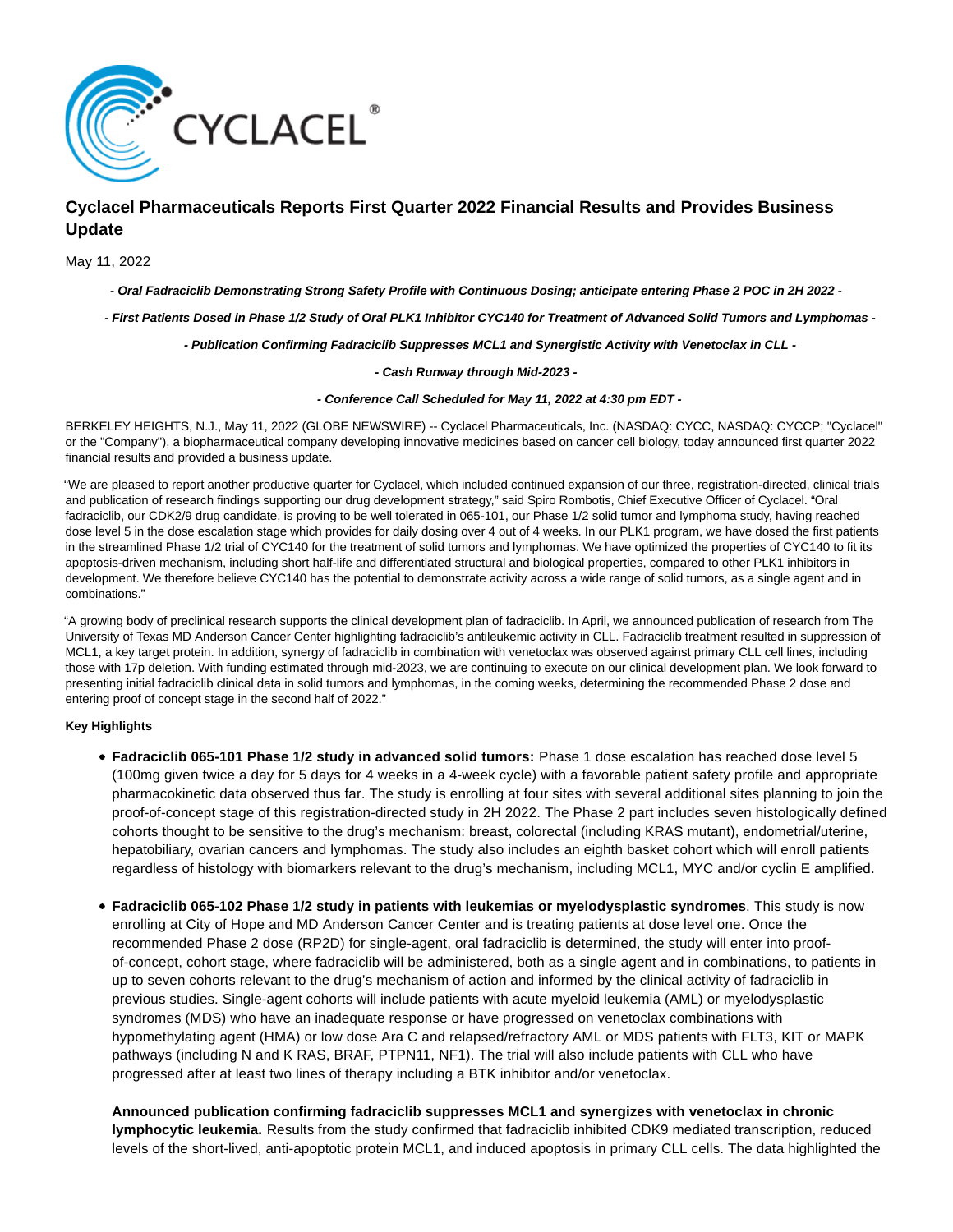# Cyclacel Pharmaceuticals Reports First Quarter 2022 Financial Results and Provides Business Update

May 11, 2022

***- Oral Fadraciclib Demonstrating Strong Safety Profile with Continuous Dosing; anticipate entering Phase 2 POC in 2H 2022 -***

***- First Patients Dosed in Phase 1/2 Study of Oral PLK1 Inhibitor CYC140 for Treatment of Advanced Solid Tumors and Lymphomas -***

***- Publication Confirming Fadraciclib Suppresses MCL1 and Synergistic Activity with Venetoclax in CLL -***

***- Cash Runway through Mid-2023 -***

***- Conference Call Scheduled for May 11, 2022 at 4:30 pm EDT -***

BERKELEY HEIGHTS, N.J., May 11, 2022 (GLOBE NEWSWIRE) -- Cyclacel Pharmaceuticals, Inc. (NASDAQ: CYCC, NASDAQ: CYCCP; "Cyclacel" or the "Company"), a biopharmaceutical company developing innovative medicines based on cancer cell biology, today announced first quarter 2022 financial results and provided a business update.

"We are pleased to report another productive quarter for Cyclacel, which included continued expansion of our three, registration-directed, clinical trials and publication of research findings supporting our drug development strategy," said Spiro Rombotis, Chief Executive Officer of Cyclacel. "Oral fadraciclib, our CDK2/9 drug candidate, is proving to be well tolerated in 065-101, our Phase 1/2 solid tumor and lymphoma study, having reached dose level 5 in the dose escalation stage which provides for daily dosing over 4 out of 4 weeks. In our PLK1 program, we have dosed the first patients in the streamlined Phase 1/2 trial of CYC140 for the treatment of solid tumors and lymphomas. We have optimized the properties of CYC140 to fit its apoptosis-driven mechanism, including short half-life and differentiated structural and biological properties, compared to other PLK1 inhibitors in development. We therefore believe CYC140 has the potential to demonstrate activity across a wide range of solid tumors, as a single agent and in combinations."

"A growing body of preclinical research supports the clinical development plan of fadraciclib. In April, we announced publication of research from The University of Texas MD Anderson Cancer Center highlighting fadraciclib's antileukemic activity in CLL. Fadraciclib treatment resulted in suppression of MCL1, a key target protein. In addition, synergy of fadraciclib in combination with venetoclax was observed against primary CLL cell lines, including those with 17p deletion. With funding estimated through mid-2023, we are continuing to execute on our clinical development plan. We look forward to presenting initial fadraciclib clinical data in solid tumors and lymphomas, in the coming weeks, determining the recommended Phase 2 dose and entering proof of concept stage in the second half of 2022."

**Key Highlights**

- **Fadraciclib 065-101 Phase 1/2 study in advanced solid tumors:** Phase 1 dose escalation has reached dose level 5 (100mg given twice a day for 5 days for 4 weeks in a 4-week cycle) with a favorable patient safety profile and appropriate pharmacokinetic data observed thus far. The study is enrolling at four sites with several additional sites planning to join the proof-of-concept stage of this registration-directed study in 2H 2022. The Phase 2 part includes seven histologically defined cohorts thought to be sensitive to the drug's mechanism: breast, colorectal (including KRAS mutant), endometrial/uterine, hepatobiliary, ovarian cancers and lymphomas. The study also includes an eighth basket cohort which will enroll patients regardless of histology with biomarkers relevant to the drug's mechanism, including MCL1, MYC and/or cyclin E amplified.
- **Fadraciclib 065-102 Phase 1/2 study in patients with leukemias or myelodysplastic syndromes**. This study is now enrolling at City of Hope and MD Anderson Cancer Center and is treating patients at dose level one. Once the recommended Phase 2 dose (RP2D) for single-agent, oral fadraciclib is determined, the study will enter into proof-of-concept, cohort stage, where fadraciclib will be administered, both as a single agent and in combinations, to patients in up to seven cohorts relevant to the drug's mechanism of action and informed by the clinical activity of fadraciclib in previous studies. Single-agent cohorts will include patients with acute myeloid leukemia (AML) or myelodysplastic syndromes (MDS) who have an inadequate response or have progressed on venetoclax combinations with hypomethylating agent (HMA) or low dose Ara C and relapsed/refractory AML or MDS patients with FLT3, KIT or MAPK pathways (including N and K RAS, BRAF, PTPN11, NF1). The trial will also include patients with CLL who have progressed after at least two lines of therapy including a BTK inhibitor and/or venetoclax.

  **Announced publication confirming fadraciclib suppresses MCL1 and synergizes with venetoclax in chronic lymphocytic leukemia.** Results from the study confirmed that fadraciclib inhibited CDK9 mediated transcription, reduced levels of the short-lived, anti-apoptotic protein MCL1, and induced apoptosis in primary CLL cells. The data highlighted the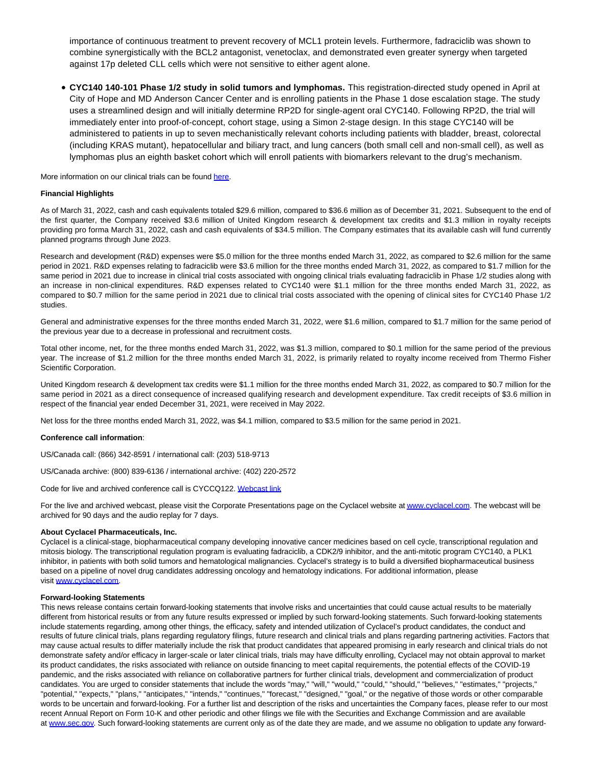importance of continuous treatment to prevent recovery of MCL1 protein levels. Furthermore, fadraciclib was shown to combine synergistically with the BCL2 antagonist, venetoclax, and demonstrated even greater synergy when targeted against 17p deleted CLL cells which were not sensitive to either agent alone.

- **CYC140 140-101 Phase 1/2 study in solid tumors and lymphomas.** This registration-directed study opened in April at City of Hope and MD Anderson Cancer Center and is enrolling patients in the Phase 1 dose escalation stage. The study uses a streamlined design and will initially determine RP2D for single-agent oral CYC140. Following RP2D, the trial will immediately enter into proof-of-concept, cohort stage, using a Simon 2-stage design. In this stage CYC140 will be administered to patients in up to seven mechanistically relevant cohorts including patients with bladder, breast, colorectal (including KRAS mutant), hepatocellular and biliary tract, and lung cancers (both small cell and non-small cell), as well as lymphomas plus an eighth basket cohort which will enroll patients with biomarkers relevant to the drug's mechanism.

More information on our clinical trials can be found here.

**Financial Highlights**

As of March 31, 2022, cash and cash equivalents totaled $29.6 million, compared to $36.6 million as of December 31, 2021. Subsequent to the end of the first quarter, the Company received $3.6 million of United Kingdom research & development tax credits and $1.3 million in royalty receipts providing pro forma March 31, 2022, cash and cash equivalents of $34.5 million. The Company estimates that its available cash will fund currently planned programs through June 2023.

Research and development (R&D) expenses were $5.0 million for the three months ended March 31, 2022, as compared to $2.6 million for the same period in 2021. R&D expenses relating to fadraciclib were $3.6 million for the three months ended March 31, 2022, as compared to $1.7 million for the same period in 2021 due to increase in clinical trial costs associated with ongoing clinical trials evaluating fadraciclib in Phase 1/2 studies along with an increase in non-clinical expenditures. R&D expenses related to CYC140 were $1.1 million for the three months ended March 31, 2022, as compared to $0.7 million for the same period in 2021 due to clinical trial costs associated with the opening of clinical sites for CYC140 Phase 1/2 studies.

General and administrative expenses for the three months ended March 31, 2022, were $1.6 million, compared to $1.7 million for the same period of the previous year due to a decrease in professional and recruitment costs.

Total other income, net, for the three months ended March 31, 2022, was $1.3 million, compared to $0.1 million for the same period of the previous year. The increase of $1.2 million for the three months ended March 31, 2022, is primarily related to royalty income received from Thermo Fisher Scientific Corporation.

United Kingdom research & development tax credits were $1.1 million for the three months ended March 31, 2022, as compared to $0.7 million for the same period in 2021 as a direct consequence of increased qualifying research and development expenditure. Tax credit receipts of $3.6 million in respect of the financial year ended December 31, 2021, were received in May 2022.

Net loss for the three months ended March 31, 2022, was $4.1 million, compared to $3.5 million for the same period in 2021.

**Conference call information**:

US/Canada call: (866) 342-8591 / international call: (203) 518-9713

US/Canada archive: (800) 839-6136 / international archive: (402) 220-2572

Code for live and archived conference call is CYCCQ122. Webcast link

For the live and archived webcast, please visit the Corporate Presentations page on the Cyclacel website at www.cyclacel.com. The webcast will be archived for 90 days and the audio replay for 7 days.

**About Cyclacel Pharmaceuticals, Inc.**

Cyclacel is a clinical-stage, biopharmaceutical company developing innovative cancer medicines based on cell cycle, transcriptional regulation and mitosis biology. The transcriptional regulation program is evaluating fadraciclib, a CDK2/9 inhibitor, and the anti-mitotic program CYC140, a PLK1 inhibitor, in patients with both solid tumors and hematological malignancies. Cyclacel's strategy is to build a diversified biopharmaceutical business based on a pipeline of novel drug candidates addressing oncology and hematology indications. For additional information, please visit www.cyclacel.com.

**Forward-looking Statements**

This news release contains certain forward-looking statements that involve risks and uncertainties that could cause actual results to be materially different from historical results or from any future results expressed or implied by such forward-looking statements. Such forward-looking statements include statements regarding, among other things, the efficacy, safety and intended utilization of Cyclacel's product candidates, the conduct and results of future clinical trials, plans regarding regulatory filings, future research and clinical trials and plans regarding partnering activities. Factors that may cause actual results to differ materially include the risk that product candidates that appeared promising in early research and clinical trials do not demonstrate safety and/or efficacy in larger-scale or later clinical trials, trials may have difficulty enrolling, Cyclacel may not obtain approval to market its product candidates, the risks associated with reliance on outside financing to meet capital requirements, the potential effects of the COVID-19 pandemic, and the risks associated with reliance on collaborative partners for further clinical trials, development and commercialization of product candidates. You are urged to consider statements that include the words "may," "will," "would," "could," "should," "believes," "estimates," "projects," "potential," "expects," "plans," "anticipates," "intends," "continues," "forecast," "designed," "goal," or the negative of those words or other comparable words to be uncertain and forward-looking. For a further list and description of the risks and uncertainties the Company faces, please refer to our most recent Annual Report on Form 10-K and other periodic and other filings we file with the Securities and Exchange Commission and are available at www.sec.gov. Such forward-looking statements are current only as of the date they are made, and we assume no obligation to update any forward-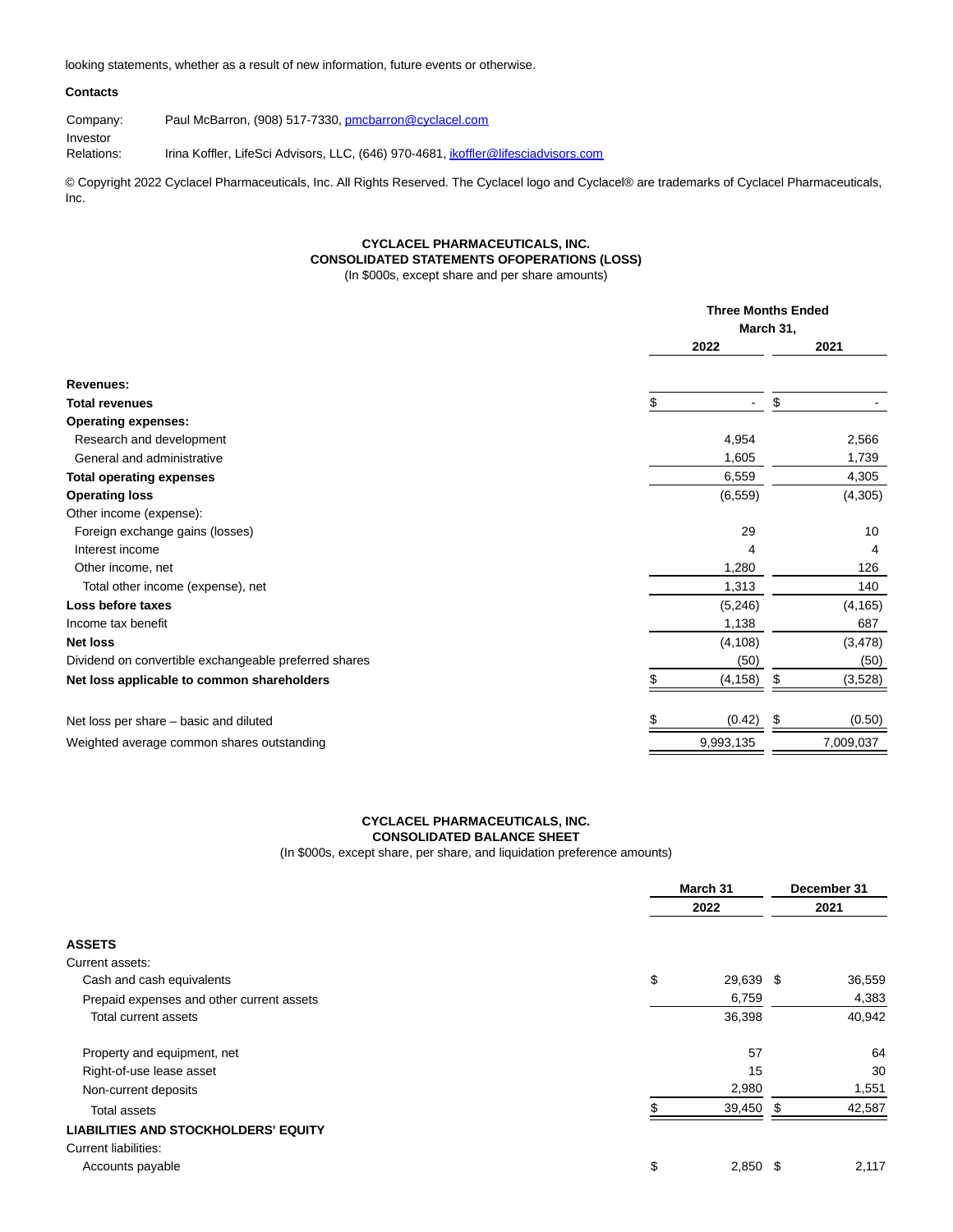looking statements, whether as a result of new information, future events or otherwise.

**Contacts**

| | |
|---|---|
| Company: | Paul McBarron, (908) 517-7330, pmcbarron@cyclacel.com |
| Investor Relations: | Irina Koffler, LifeSci Advisors, LLC, (646) 970-4681, ikoffler@lifesciadvisors.com |

© Copyright 2022 Cyclacel Pharmaceuticals, Inc. All Rights Reserved. The Cyclacel logo and Cyclacel® are trademarks of Cyclacel Pharmaceuticals, Inc.

**CYCLACEL PHARMACEUTICALS, INC.**
**CONSOLIDATED STATEMENTS OFOPERATIONS (LOSS)**
(In $000s, except share and per share amounts)

| | Three Months Ended March 31, | |
|---|---|---|
| | 2022 | 2021 |
| **Revenues:** | | |
| **Total revenues** | $ - | $ - |
| **Operating expenses:** | | |
| Research and development | 4,954 | 2,566 |
| General and administrative | 1,605 | 1,739 |
| **Total operating expenses** | 6,559 | 4,305 |
| **Operating loss** | (6,559) | (4,305) |
| Other income (expense): | | |
| Foreign exchange gains (losses) | 29 | 10 |
| Interest income | 4 | 4 |
| Other income, net | 1,280 | 126 |
| Total other income (expense), net | 1,313 | 140 |
| **Loss before taxes** | (5,246) | (4,165) |
| Income tax benefit | 1,138 | 687 |
| **Net loss** | (4,108) | (3,478) |
| Dividend on convertible exchangeable preferred shares | (50) | (50) |
| **Net loss applicable to common shareholders** | $ (4,158) | $ (3,528) |
| | | |
| Net loss per share – basic and diluted | $ (0.42) | $ (0.50) |
| Weighted average common shares outstanding | 9,993,135 | 7,009,037 |

**CYCLACEL PHARMACEUTICALS, INC.**
**CONSOLIDATED BALANCE SHEET**
(In $000s, except share, per share, and liquidation preference amounts)

| | March 31 | December 31 |
|---|---|---|
| | 2022 | 2021 |
| **ASSETS** | | |
| Current assets: | | |
| Cash and cash equivalents | $ 29,639 | $ 36,559 |
| Prepaid expenses and other current assets | 6,759 | 4,383 |
| Total current assets | 36,398 | 40,942 |
| | | |
| Property and equipment, net | 57 | 64 |
| Right-of-use lease asset | 15 | 30 |
| Non-current deposits | 2,980 | 1,551 |
| Total assets | $ 39,450 | $ 42,587 |
| **LIABILITIES AND STOCKHOLDERS' EQUITY** | | |
| Current liabilities: | | |
| Accounts payable | $ 2,850 | $ 2,117 |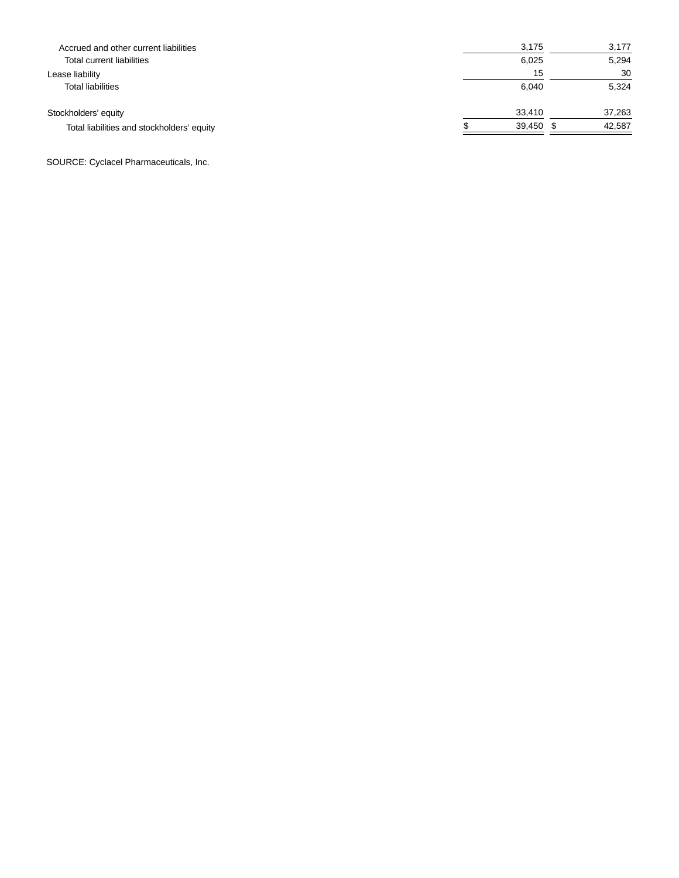| | | |
|---|---|---|
| Accrued and other current liabilities | 3,175 | 3,177 |
| Total current liabilities | 6,025 | 5,294 |
| Lease liability | 15 | 30 |
| Total liabilities | 6,040 | 5,324 |
| | | |
| Stockholders' equity | 33,410 | 37,263 |
| Total liabilities and stockholders' equity | $ 39,450 | $ 42,587 |

SOURCE: Cyclacel Pharmaceuticals, Inc.